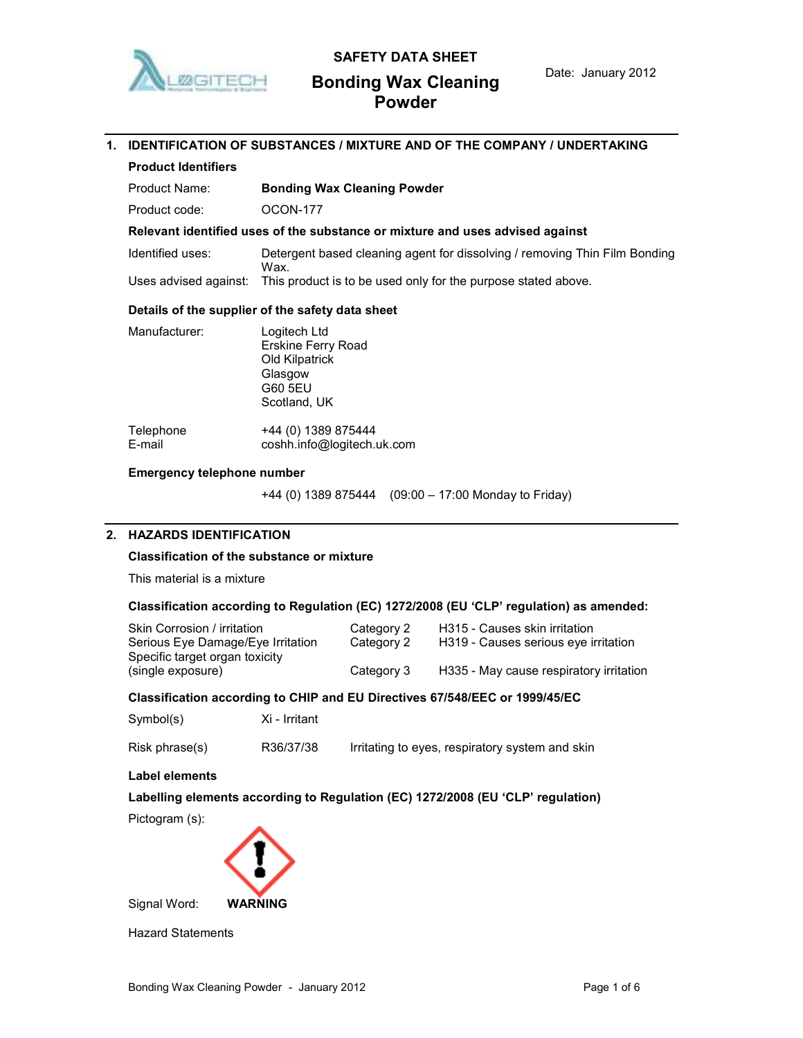# SAFETY DATA SHEET

## Bonding Wax Cleaning Powder

Date: January 2012

## 1. IDENTIFICATION OF SUBSTANCES / MIXTURE AND OF THE COMPANY / UNDERTAKING

**Product Identifiers**

| | |
|---|---|
| Product Name: | **Bonding Wax Cleaning Powder** |
| Product code: | OCON-177 |

**Relevant identified uses of the substance or mixture and uses advised against**

| | |
|---|---|
| Identified uses: | Detergent based cleaning agent for dissolving / removing Thin Film Bonding Wax. |
| Uses advised against: | This product is to be used only for the purpose stated above. |

**Details of the supplier of the safety data sheet**

Manufacturer:
Logitech Ltd
Erskine Ferry Road
Old Kilpatrick
Glasgow
G60 5EU
Scotland, UK

| | |
|---|---|
| Telephone | +44 (0) 1389 875444 |
| E-mail | coshh.info@logitech.uk.com |

**Emergency telephone number**

+44 (0) 1389 875444 (09:00 – 17:00 Monday to Friday)

## 2. HAZARDS IDENTIFICATION

**Classification of the substance or mixture**

This material is a mixture

**Classification according to Regulation (EC) 1272/2008 (EU 'CLP' regulation) as amended:**

| | | |
|---|---|---|
| Skin Corrosion / irritation | Category 2 | H315 - Causes skin irritation |
| Serious Eye Damage/Eye Irritation | Category 2 | H319 - Causes serious eye irritation |
| Specific target organ toxicity (single exposure) | Category 3 | H335 - May cause respiratory irritation |

**Classification according to CHIP and EU Directives 67/548/EEC or 1999/45/EC**

| | | |
|---|---|---|
| Symbol(s) | Xi - Irritant | |
| Risk phrase(s) | R36/37/38 | Irritating to eyes, respiratory system and skin |

**Label elements**

**Labelling elements according to Regulation (EC) 1272/2008 (EU 'CLP' regulation)**

Pictogram (s):

Signal Word: **WARNING**

Hazard Statements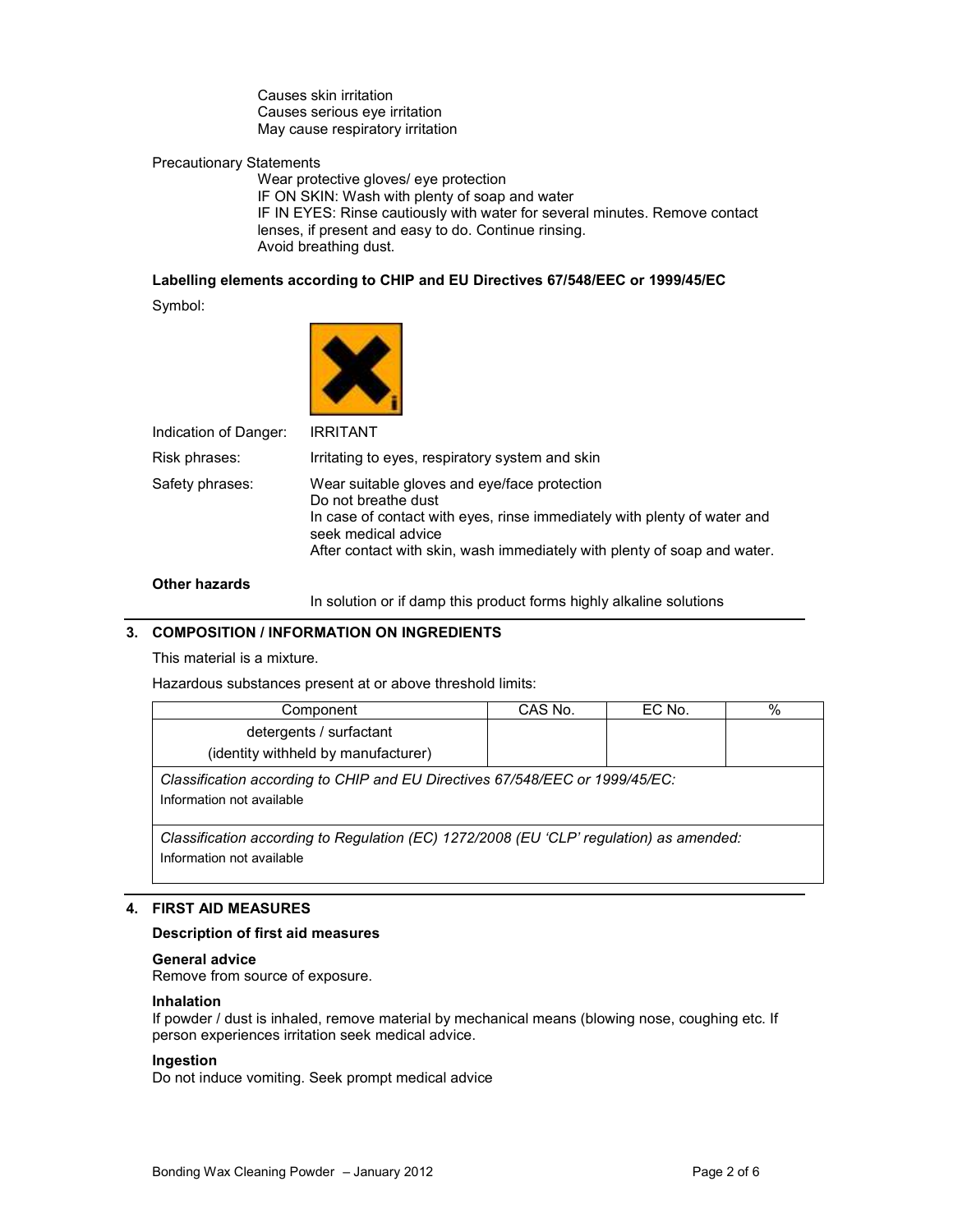Causes skin irritation
Causes serious eye irritation
May cause respiratory irritation

Precautionary Statements

Wear protective gloves/ eye protection
IF ON SKIN: Wash with plenty of soap and water
IF IN EYES: Rinse cautiously with water for several minutes. Remove contact lenses, if present and easy to do. Continue rinsing.
Avoid breathing dust.

**Labelling elements according to CHIP and EU Directives 67/548/EEC or 1999/45/EC**

Symbol:

Indication of Danger: IRRITANT

Risk phrases: Irritating to eyes, respiratory system and skin

Safety phrases:
Wear suitable gloves and eye/face protection
Do not breathe dust
In case of contact with eyes, rinse immediately with plenty of water and seek medical advice
After contact with skin, wash immediately with plenty of soap and water.

**Other hazards**

In solution or if damp this product forms highly alkaline solutions

## 3. COMPOSITION / INFORMATION ON INGREDIENTS

This material is a mixture.

Hazardous substances present at or above threshold limits:

| Component | CAS No. | EC No. | % |
|---|---|---|---|
| detergents / surfactant (identity withheld by manufacturer) | | | |
| *Classification according to CHIP and EU Directives 67/548/EEC or 1999/45/EC:* Information not available | | | |
| *Classification according to Regulation (EC) 1272/2008 (EU 'CLP' regulation) as amended:* Information not available | | | |

## 4. FIRST AID MEASURES

**Description of first aid measures**

**General advice**
Remove from source of exposure.

**Inhalation**
If powder / dust is inhaled, remove material by mechanical means (blowing nose, coughing etc. If person experiences irritation seek medical advice.

**Ingestion**
Do not induce vomiting. Seek prompt medical advice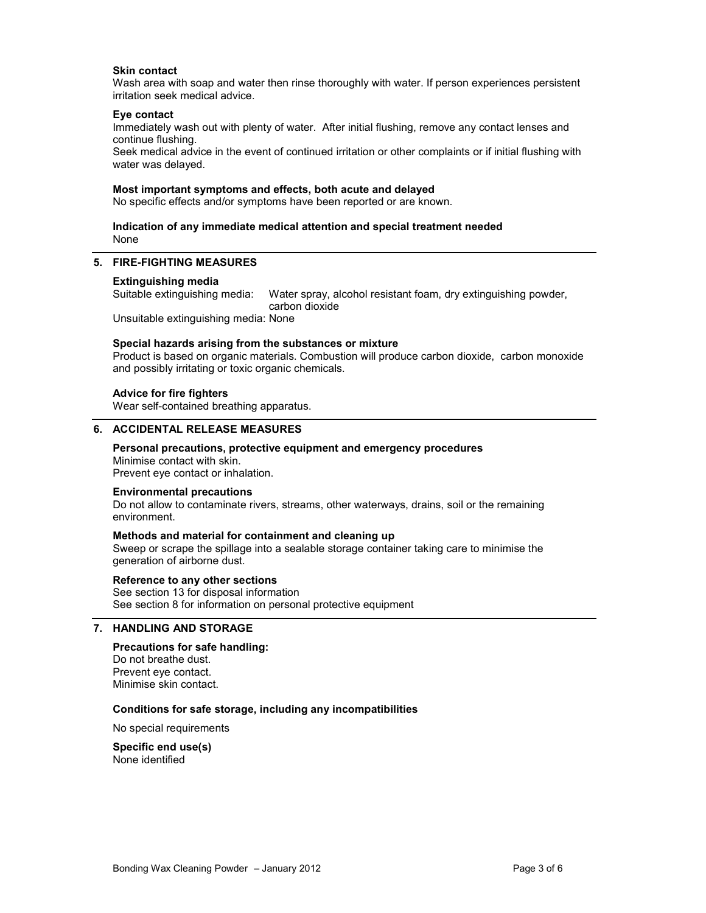**Skin contact**
Wash area with soap and water then rinse thoroughly with water. If person experiences persistent irritation seek medical advice.

**Eye contact**
Immediately wash out with plenty of water. After initial flushing, remove any contact lenses and continue flushing.
Seek medical advice in the event of continued irritation or other complaints or if initial flushing with water was delayed.

**Most important symptoms and effects, both acute and delayed**
No specific effects and/or symptoms have been reported or are known.

**Indication of any immediate medical attention and special treatment needed**
None

## 5. FIRE-FIGHTING MEASURES

**Extinguishing media**
Suitable extinguishing media: Water spray, alcohol resistant foam, dry extinguishing powder, carbon dioxide
Unsuitable extinguishing media: None

**Special hazards arising from the substances or mixture**
Product is based on organic materials. Combustion will produce carbon dioxide, carbon monoxide and possibly irritating or toxic organic chemicals.

**Advice for fire fighters**
Wear self-contained breathing apparatus.

## 6. ACCIDENTAL RELEASE MEASURES

**Personal precautions, protective equipment and emergency procedures**
Minimise contact with skin.
Prevent eye contact or inhalation.

**Environmental precautions**
Do not allow to contaminate rivers, streams, other waterways, drains, soil or the remaining environment.

**Methods and material for containment and cleaning up**
Sweep or scrape the spillage into a sealable storage container taking care to minimise the generation of airborne dust.

**Reference to any other sections**
See section 13 for disposal information
See section 8 for information on personal protective equipment

## 7. HANDLING AND STORAGE

**Precautions for safe handling:**
Do not breathe the dust.
Prevent eye contact.
Minimise skin contact.

**Conditions for safe storage, including any incompatibilities**

No special requirements

**Specific end use(s)**
None identified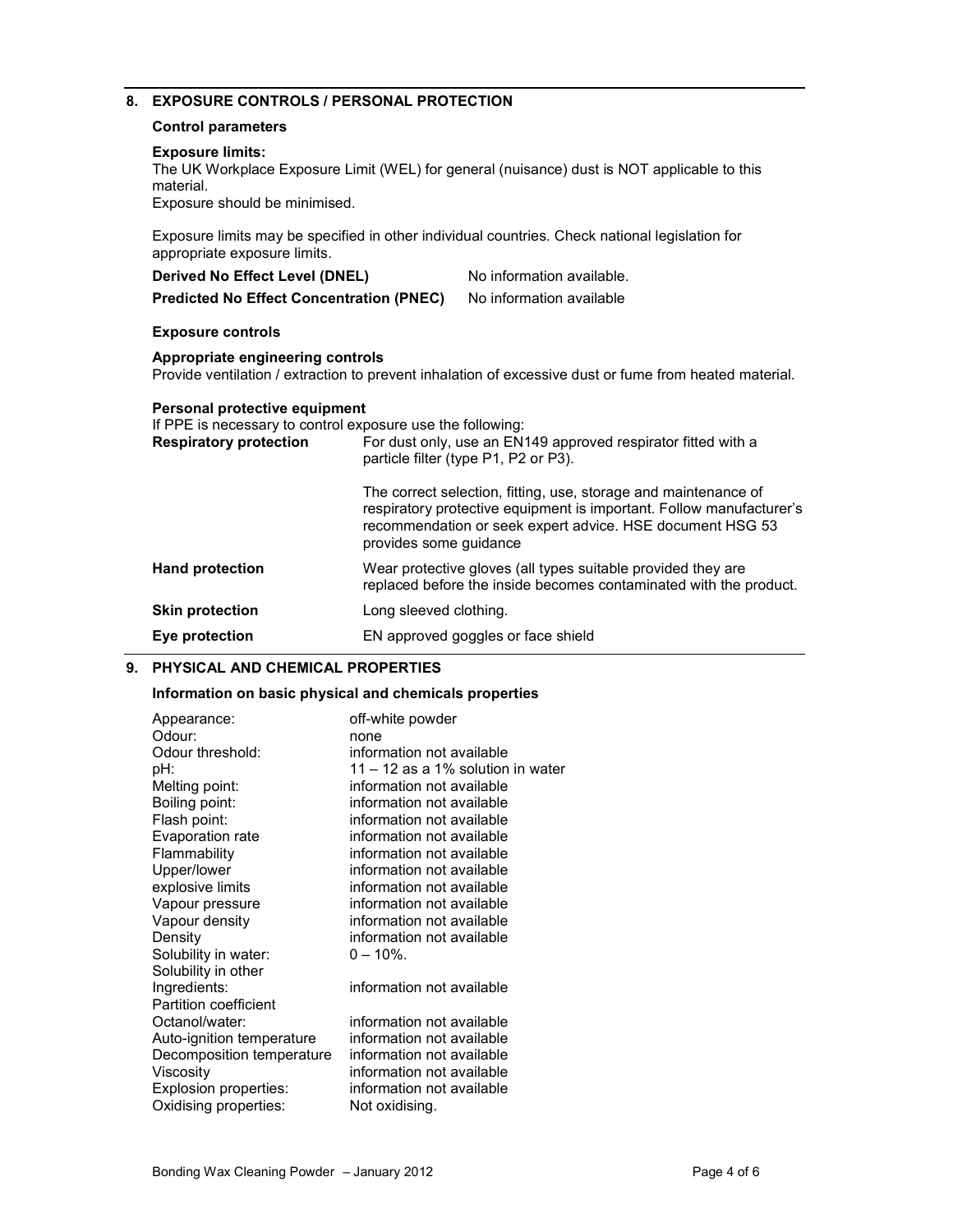## 8. EXPOSURE CONTROLS / PERSONAL PROTECTION

### Control parameters

**Exposure limits:**
The UK Workplace Exposure Limit (WEL) for general (nuisance) dust is NOT applicable to this material.
Exposure should be minimised.

Exposure limits may be specified in other individual countries. Check national legislation for appropriate exposure limits.

| | |
|---|---|
| **Derived No Effect Level (DNEL)** | No information available. |
| **Predicted No Effect Concentration (PNEC)** | No information available |

### Exposure controls

**Appropriate engineering controls**
Provide ventilation / extraction to prevent inhalation of excessive dust or fume from heated material.

**Personal protective equipment**
If PPE is necessary to control exposure use the following:

| | |
|---|---|
| **Respiratory protection** | For dust only, use an EN149 approved respirator fitted with a particle filter (type P1, P2 or P3).<br><br>The correct selection, fitting, use, storage and maintenance of respiratory protective equipment is important. Follow manufacturer's recommendation or seek expert advice. HSE document HSG 53 provides some guidance |
| **Hand protection** | Wear protective gloves (all types suitable provided they are replaced before the inside becomes contaminated with the product. |
| **Skin protection** | Long sleeved clothing. |
| **Eye protection** | EN approved goggles or face shield |

## 9. PHYSICAL AND CHEMICAL PROPERTIES

### Information on basic physical and chemicals properties

| | |
|---|---|
| Appearance: | off-white powder |
| Odour: | none |
| Odour threshold: | information not available |
| pH: | 11 – 12 as a 1% solution in water |
| Melting point: | information not available |
| Boiling point: | information not available |
| Flash point: | information not available |
| Evaporation rate | information not available |
| Flammability | information not available |
| Upper/lower | information not available |
| explosive limits | information not available |
| Vapour pressure | information not available |
| Vapour density | information not available |
| Density | information not available |
| Solubility in water: | 0 – 10%. |
| Solubility in other Ingredients: | information not available |
| Partition coefficient Octanol/water: | information not available |
| Auto-ignition temperature | information not available |
| Decomposition temperature | information not available |
| Viscosity | information not available |
| Explosion properties: | information not available |
| Oxidising properties: | Not oxidising. |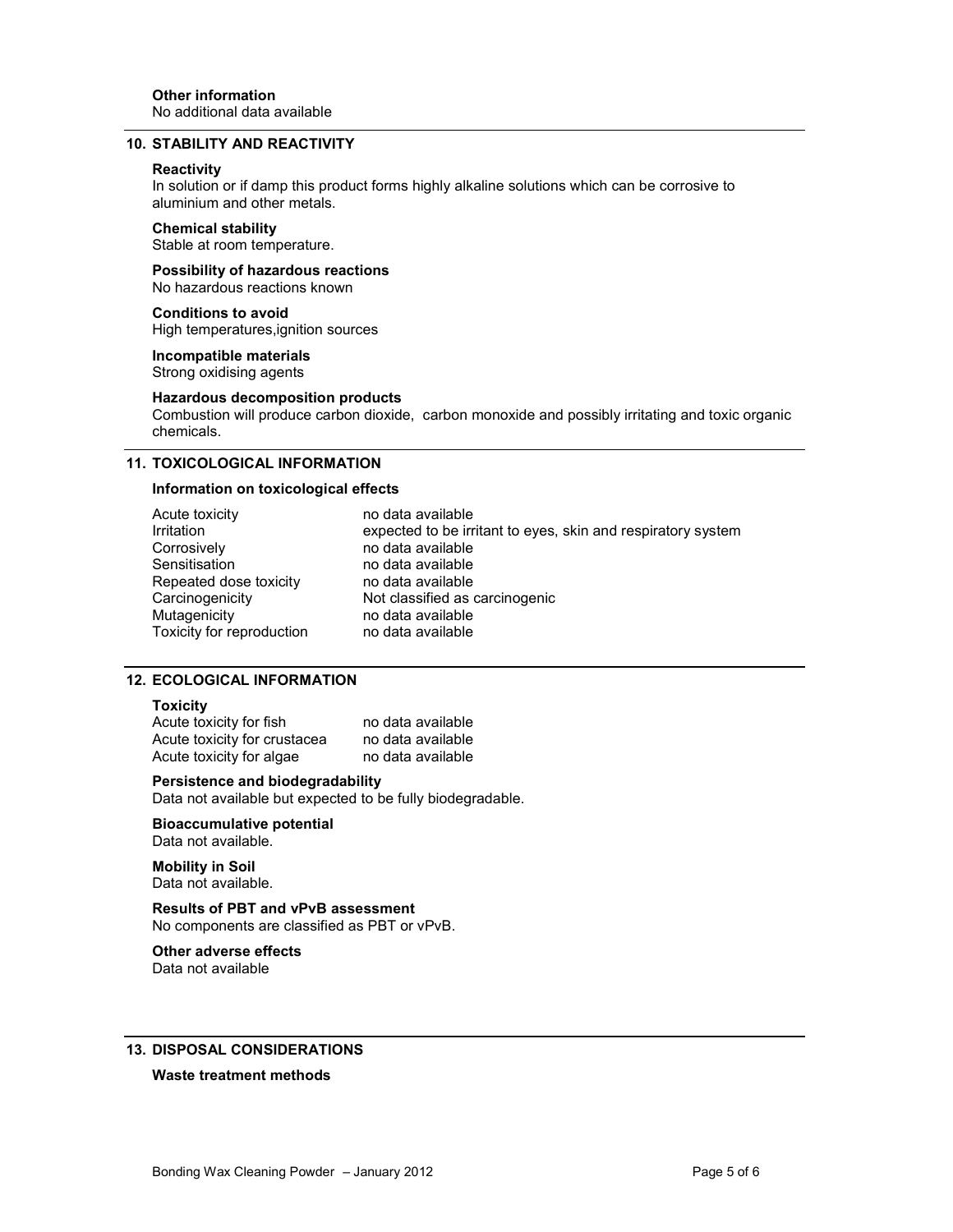**Other information**
No additional data available

## 10. STABILITY AND REACTIVITY

**Reactivity**
In solution or if damp this product forms highly alkaline solutions which can be corrosive to aluminium and other metals.

**Chemical stability**
Stable at room temperature.

**Possibility of hazardous reactions**
No hazardous reactions known

**Conditions to avoid**
High temperatures,ignition sources

**Incompatible materials**
Strong oxidising agents

**Hazardous decomposition products**
Combustion will produce carbon dioxide, carbon monoxide and possibly irritating and toxic organic chemicals.

## 11. TOXICOLOGICAL INFORMATION

**Information on toxicological effects**

| | |
|---|---|
| Acute toxicity | no data available |
| Irritation | expected to be irritant to eyes, skin and respiratory system |
| Corrosively | no data available |
| Sensitisation | no data available |
| Repeated dose toxicity | no data available |
| Carcinogenicity | Not classified as carcinogenic |
| Mutagenicity | no data available |
| Toxicity for reproduction | no data available |

## 12. ECOLOGICAL INFORMATION

**Toxicity**

| | |
|---|---|
| Acute toxicity for fish | no data available |
| Acute toxicity for crustacea | no data available |
| Acute toxicity for algae | no data available |

**Persistence and biodegradability**
Data not available but expected to be fully biodegradable.

**Bioaccumulative potential**
Data not available.

**Mobility in Soil**
Data not available.

**Results of PBT and vPvB assessment**
No components are classified as PBT or vPvB.

**Other adverse effects**
Data not available

## 13. DISPOSAL CONSIDERATIONS

**Waste treatment methods**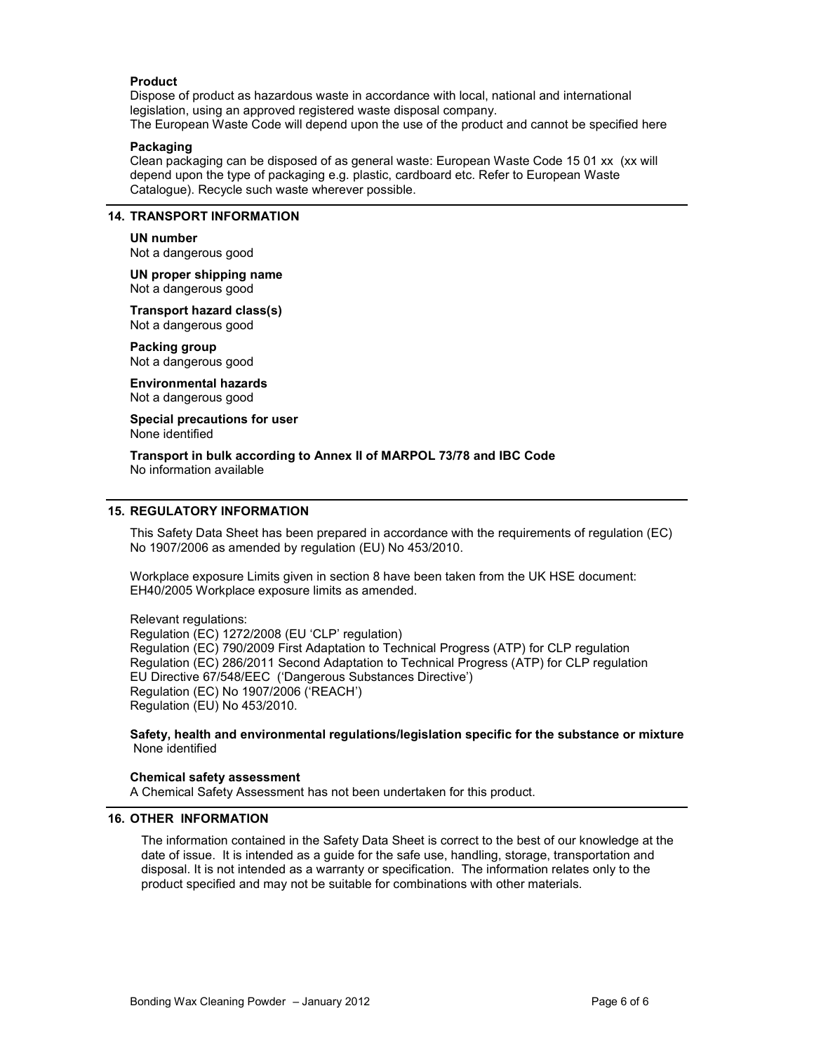**Product**

Dispose of product as hazardous waste in accordance with local, national and international legislation, using an approved registered waste disposal company.
The European Waste Code will depend upon the use of the product and cannot be specified here

**Packaging**

Clean packaging can be disposed of as general waste: European Waste Code 15 01 xx (xx will depend upon the type of packaging e.g. plastic, cardboard etc. Refer to European Waste Catalogue). Recycle such waste wherever possible.

## 14. TRANSPORT INFORMATION

**UN number**
Not a dangerous good

**UN proper shipping name**
Not a dangerous good

**Transport hazard class(s)**
Not a dangerous good

**Packing group**
Not a dangerous good

**Environmental hazards**
Not a dangerous good

**Special precautions for user**
None identified

**Transport in bulk according to Annex II of MARPOL 73/78 and IBC Code**
No information available

## 15. REGULATORY INFORMATION

This Safety Data Sheet has been prepared in accordance with the requirements of regulation (EC) No 1907/2006 as amended by regulation (EU) No 453/2010.

Workplace exposure Limits given in section 8 have been taken from the UK HSE document: EH40/2005 Workplace exposure limits as amended.

Relevant regulations:
Regulation (EC) 1272/2008 (EU 'CLP' regulation)
Regulation (EC) 790/2009 First Adaptation to Technical Progress (ATP) for CLP regulation
Regulation (EC) 286/2011 Second Adaptation to Technical Progress (ATP) for CLP regulation
EU Directive 67/548/EEC ('Dangerous Substances Directive')
Regulation (EC) No 1907/2006 ('REACH')
Regulation (EU) No 453/2010.

**Safety, health and environmental regulations/legislation specific for the substance or mixture**
None identified

**Chemical safety assessment**
A Chemical Safety Assessment has not been undertaken for this product.

## 16. OTHER INFORMATION

The information contained in the Safety Data Sheet is correct to the best of our knowledge at the date of issue. It is intended as a guide for the safe use, handling, storage, transportation and disposal. It is not intended as a warranty or specification. The information relates only to the product specified and may not be suitable for combinations with other materials.